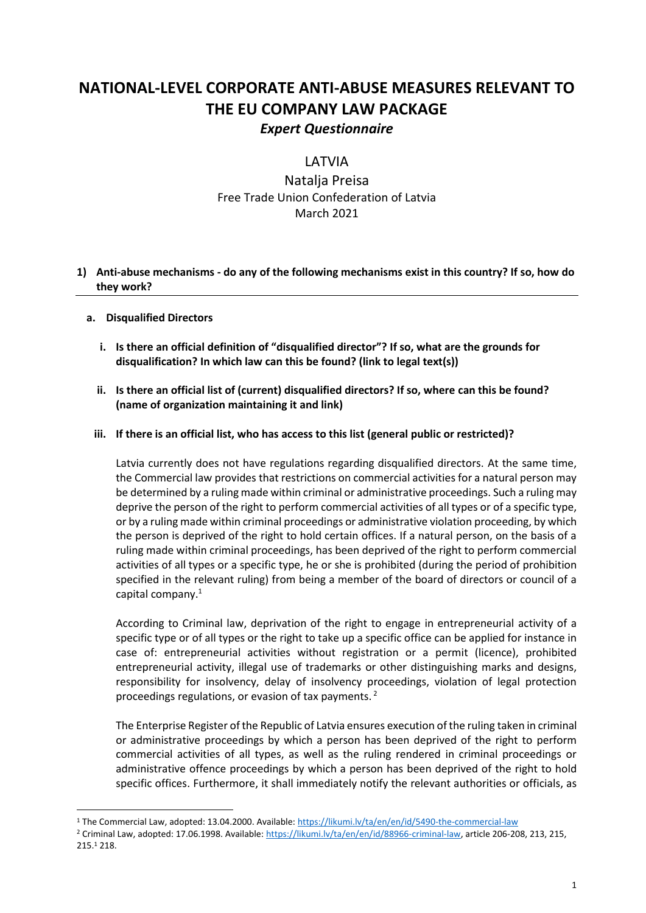# NATIONAL-LEVEL CORPORATE ANTI-ABUSE MEASURES RELEVANT TO THE EU COMPANY LAW PACKAGE

## *Expert Questionnaire*

LATVIA

Natalja Preisa

Free Trade Union Confederation of Latvia

March 2021

### 1) Anti-abuse mechanisms - do any of the following mechanisms exist in this country? If so, how do they work?

#### a. Disqualified Directors

**i. Is there an official definition of "disqualified director"? If so, what are the grounds for disqualification? In which law can this be found? (link to legal text(s))**

**ii. Is there an official list of (current) disqualified directors? If so, where can this be found? (name of organization maintaining it and link)**

**iii. If there is an official list, who has access to this list (general public or restricted)?**

Latvia currently does not have regulations regarding disqualified directors. At the same time, the Commercial law provides that restrictions on commercial activities for a natural person may be determined by a ruling made within criminal or administrative proceedings. Such a ruling may deprive the person of the right to perform commercial activities of all types or of a specific type, or by a ruling made within criminal proceedings or administrative violation proceeding, by which the person is deprived of the right to hold certain offices. If a natural person, on the basis of a ruling made within criminal proceedings, has been deprived of the right to perform commercial activities of all types or a specific type, he or she is prohibited (during the period of prohibition specified in the relevant ruling) from being a member of the board of directors or council of a capital company.[1]

According to Criminal law, deprivation of the right to engage in entrepreneurial activity of a specific type or of all types or the right to take up a specific office can be applied for instance in case of: entrepreneurial activities without registration or a permit (licence), prohibited entrepreneurial activity, illegal use of trademarks or other distinguishing marks and designs, responsibility for insolvency, delay of insolvency proceedings, violation of legal protection proceedings regulations, or evasion of tax payments.[2]

The Enterprise Register of the Republic of Latvia ensures execution of the ruling taken in criminal or administrative proceedings by which a person has been deprived of the right to perform commercial activities of all types, as well as the ruling rendered in criminal proceedings or administrative offence proceedings by which a person has been deprived of the right to hold specific offices. Furthermore, it shall immediately notify the relevant authorities or officials, as

---

[1] The Commercial Law, adopted: 13.04.2000. Available: https://likumi.lv/ta/en/en/id/5490-the-commercial-law

[2] Criminal Law, adopted: 17.06.1998. Available: https://likumi.lv/ta/en/en/id/88966-criminal-law, article 206-208, 213, 215, 215.[1] 218.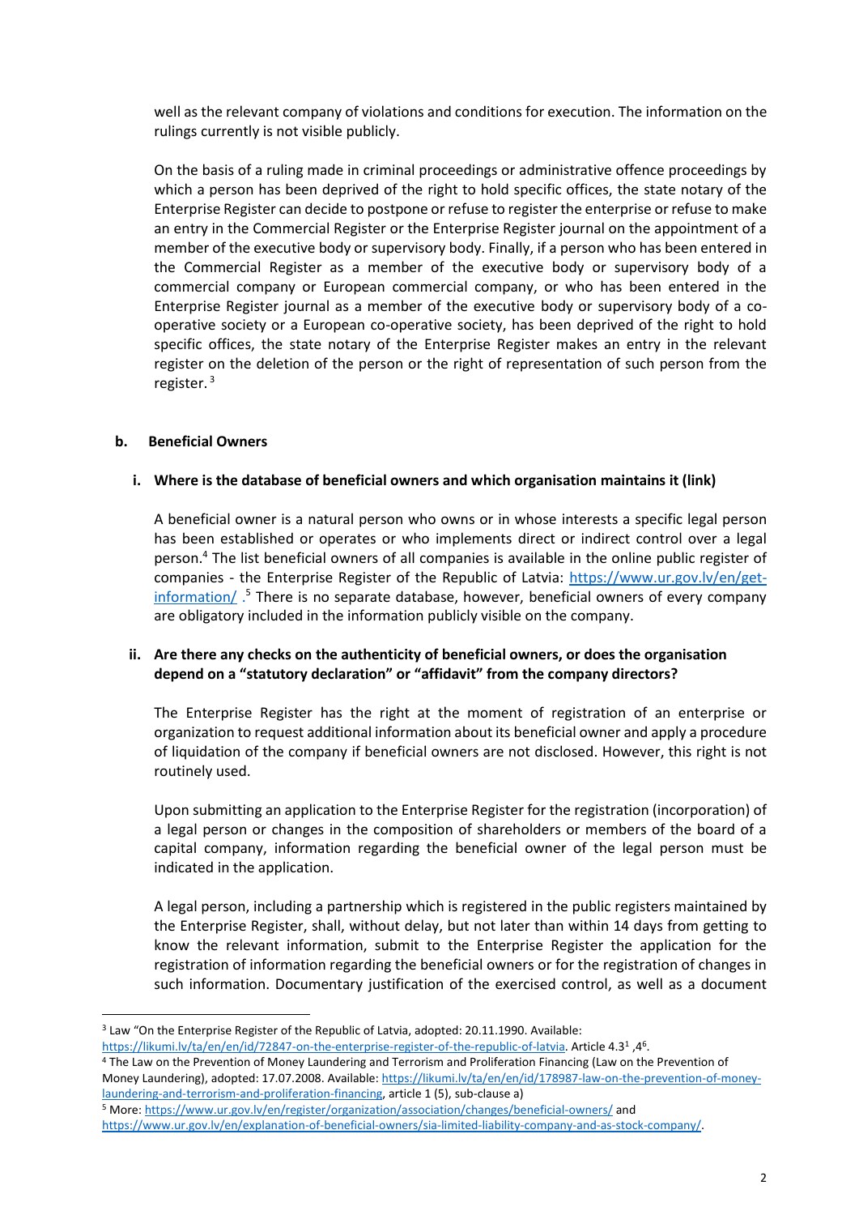well as the relevant company of violations and conditions for execution. The information on the rulings currently is not visible publicly.

On the basis of a ruling made in criminal proceedings or administrative offence proceedings by which a person has been deprived of the right to hold specific offices, the state notary of the Enterprise Register can decide to postpone or refuse to register the enterprise or refuse to make an entry in the Commercial Register or the Enterprise Register journal on the appointment of a member of the executive body or supervisory body. Finally, if a person who has been entered in the Commercial Register as a member of the executive body or supervisory body of a commercial company or European commercial company, or who has been entered in the Enterprise Register journal as a member of the executive body or supervisory body of a co-operative society or a European co-operative society, has been deprived of the right to hold specific offices, the state notary of the Enterprise Register makes an entry in the relevant register on the deletion of the person or the right of representation of such person from the register. [3]

### b. Beneficial Owners

#### i. Where is the database of beneficial owners and which organisation maintains it (link)

A beneficial owner is a natural person who owns or in whose interests a specific legal person has been established or operates or who implements direct or indirect control over a legal person.[4] The list beneficial owners of all companies is available in the online public register of companies - the Enterprise Register of the Republic of Latvia: https://www.ur.gov.lv/en/get-information/ .[5] There is no separate database, however, beneficial owners of every company are obligatory included in the information publicly visible on the company.

#### ii. Are there any checks on the authenticity of beneficial owners, or does the organisation depend on a "statutory declaration" or "affidavit" from the company directors?

The Enterprise Register has the right at the moment of registration of an enterprise or organization to request additional information about its beneficial owner and apply a procedure of liquidation of the company if beneficial owners are not disclosed. However, this right is not routinely used.

Upon submitting an application to the Enterprise Register for the registration (incorporation) of a legal person or changes in the composition of shareholders or members of the board of a capital company, information regarding the beneficial owner of the legal person must be indicated in the application.

A legal person, including a partnership which is registered in the public registers maintained by the Enterprise Register, shall, without delay, but not later than within 14 days from getting to know the relevant information, submit to the Enterprise Register the application for the registration of information regarding the beneficial owners or for the registration of changes in such information. Documentary justification of the exercised control, as well as a document

---

[3] Law "On the Enterprise Register of the Republic of Latvia, adopted: 20.11.1990. Available: https://likumi.lv/ta/en/en/id/72847-on-the-enterprise-register-of-the-republic-of-latvia. Article 4.3[1], 4[6].

[4] The Law on the Prevention of Money Laundering and Terrorism and Proliferation Financing (Law on the Prevention of Money Laundering), adopted: 17.07.2008. Available: https://likumi.lv/ta/en/en/id/178987-law-on-the-prevention-of-money-laundering-and-terrorism-and-proliferation-financing, article 1 (5), sub-clause a)

[5] More: https://www.ur.gov.lv/en/register/organization/association/changes/beneficial-owners/ and https://www.ur.gov.lv/en/explanation-of-beneficial-owners/sia-limited-liability-company-and-as-stock-company/.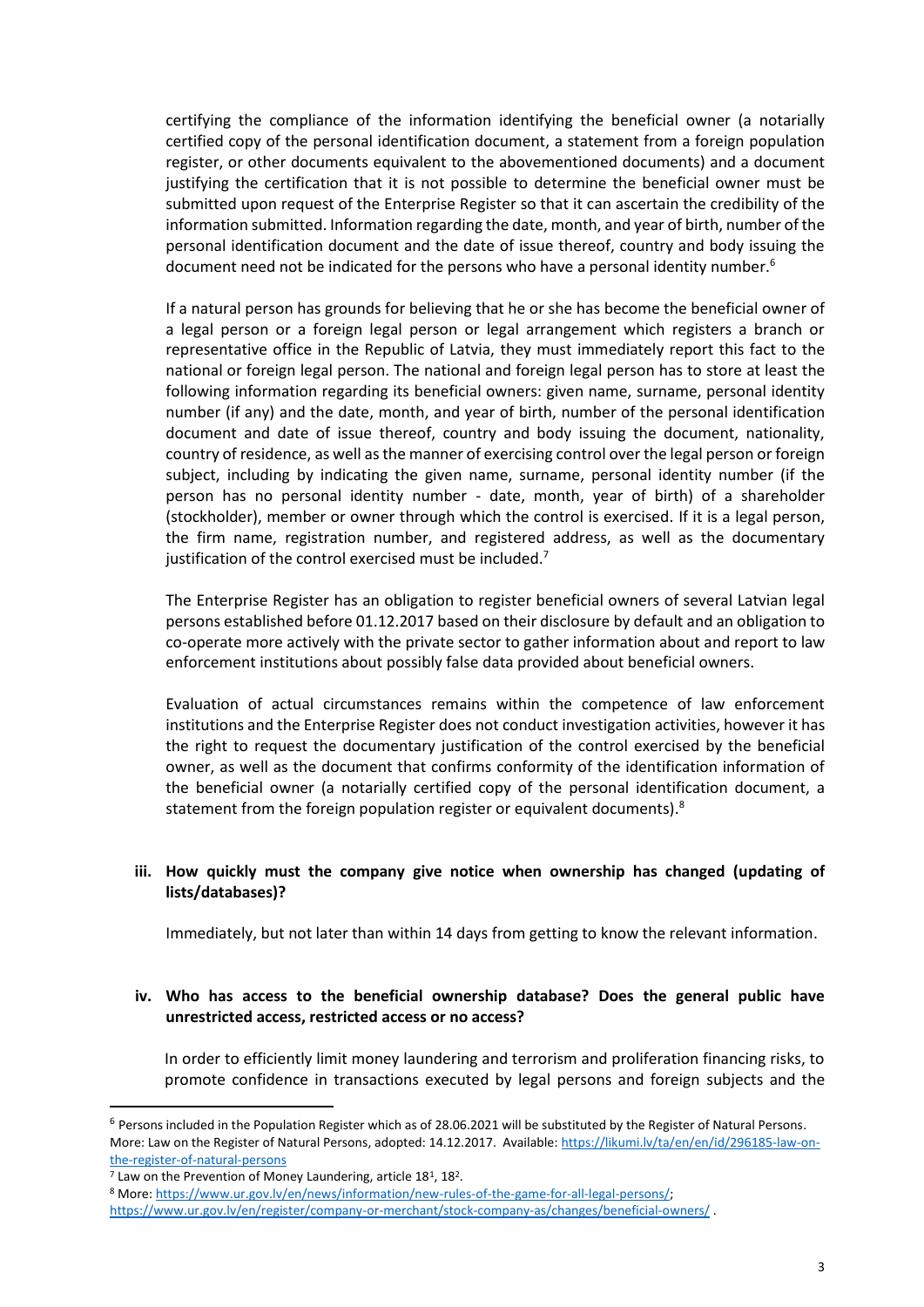certifying the compliance of the information identifying the beneficial owner (a notarially certified copy of the personal identification document, a statement from a foreign population register, or other documents equivalent to the abovementioned documents) and a document justifying the certification that it is not possible to determine the beneficial owner must be submitted upon request of the Enterprise Register so that it can ascertain the credibility of the information submitted. Information regarding the date, month, and year of birth, number of the personal identification document and the date of issue thereof, country and body issuing the document need not be indicated for the persons who have a personal identity number.[6]

If a natural person has grounds for believing that he or she has become the beneficial owner of a legal person or a foreign legal person or legal arrangement which registers a branch or representative office in the Republic of Latvia, they must immediately report this fact to the national or foreign legal person. The national and foreign legal person has to store at least the following information regarding its beneficial owners: given name, surname, personal identity number (if any) and the date, month, and year of birth, number of the personal identification document and date of issue thereof, country and body issuing the document, nationality, country of residence, as well as the manner of exercising control over the legal person or foreign subject, including by indicating the given name, surname, personal identity number (if the person has no personal identity number - date, month, year of birth) of a shareholder (stockholder), member or owner through which the control is exercised. If it is a legal person, the firm name, registration number, and registered address, as well as the documentary justification of the control exercised must be included.[7]

The Enterprise Register has an obligation to register beneficial owners of several Latvian legal persons established before 01.12.2017 based on their disclosure by default and an obligation to co-operate more actively with the private sector to gather information about and report to law enforcement institutions about possibly false data provided about beneficial owners.

Evaluation of actual circumstances remains within the competence of law enforcement institutions and the Enterprise Register does not conduct investigation activities, however it has the right to request the documentary justification of the control exercised by the beneficial owner, as well as the document that confirms conformity of the identification information of the beneficial owner (a notarially certified copy of the personal identification document, a statement from the foreign population register or equivalent documents).[8]

### iii. How quickly must the company give notice when ownership has changed (updating of lists/databases)?

Immediately, but not later than within 14 days from getting to know the relevant information.

### iv. Who has access to the beneficial ownership database? Does the general public have unrestricted access, restricted access or no access?

In order to efficiently limit money laundering and terrorism and proliferation financing risks, to promote confidence in transactions executed by legal persons and foreign subjects and the

---

[6] Persons included in the Population Register which as of 28.06.2021 will be substituted by the Register of Natural Persons. More: Law on the Register of Natural Persons, adopted: 14.12.2017. Available: https://likumi.lv/ta/en/en/id/296185-law-on-the-register-of-natural-persons

[7] Law on the Prevention of Money Laundering, article 18[1], 18[2].

[8] More: https://www.ur.gov.lv/en/news/information/new-rules-of-the-game-for-all-legal-persons/; https://www.ur.gov.lv/en/register/company-or-merchant/stock-company-as/changes/beneficial-owners/ .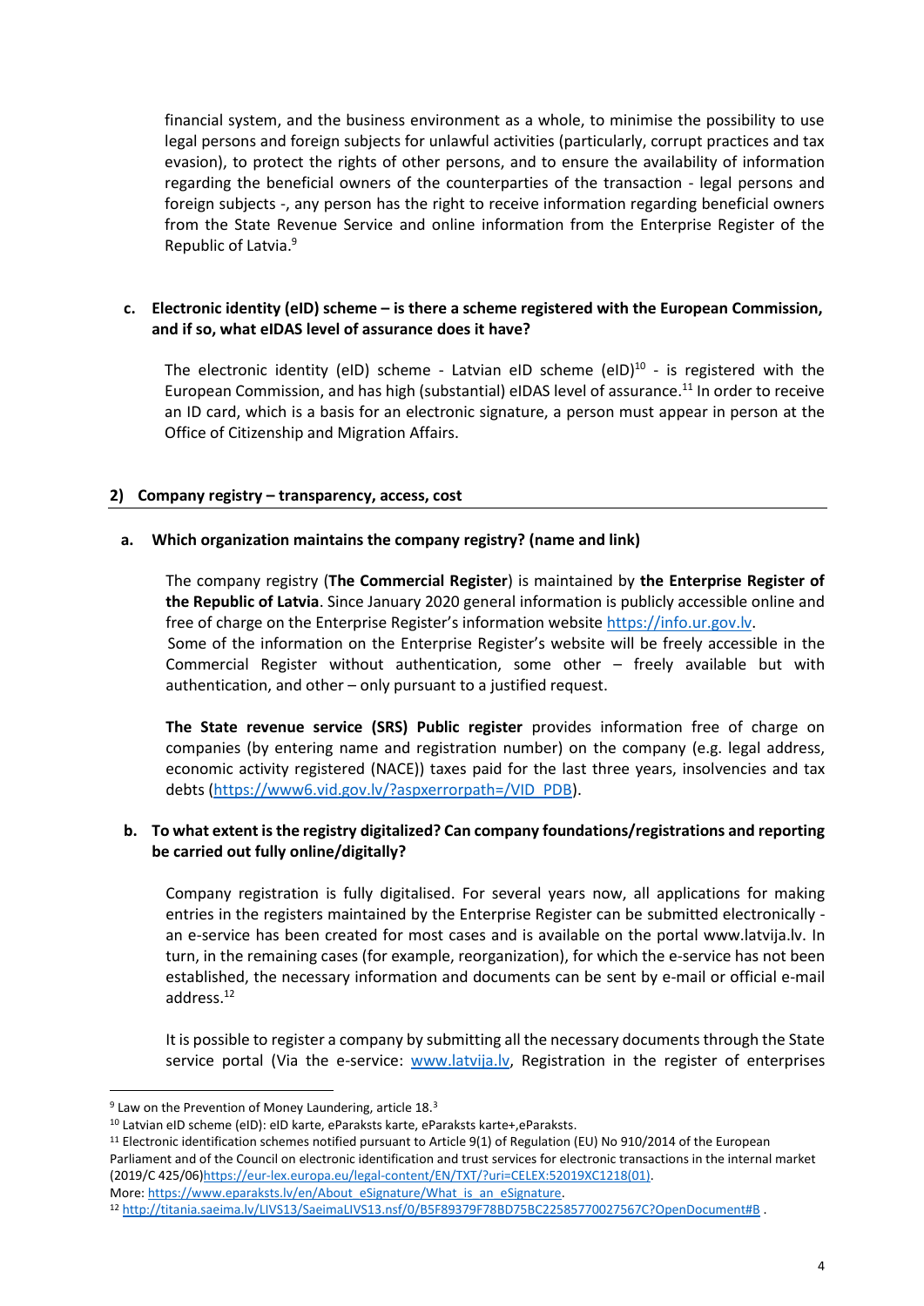financial system, and the business environment as a whole, to minimise the possibility to use legal persons and foreign subjects for unlawful activities (particularly, corrupt practices and tax evasion), to protect the rights of other persons, and to ensure the availability of information regarding the beneficial owners of the counterparties of the transaction - legal persons and foreign subjects -, any person has the right to receive information regarding beneficial owners from the State Revenue Service and online information from the Enterprise Register of the Republic of Latvia.[9]

**c. Electronic identity (eID) scheme – is there a scheme registered with the European Commission, and if so, what eIDAS level of assurance does it have?**

The electronic identity (eID) scheme - Latvian eID scheme (eID)[10] - is registered with the European Commission, and has high (substantial) eIDAS level of assurance.[11] In order to receive an ID card, which is a basis for an electronic signature, a person must appear in person at the Office of Citizenship and Migration Affairs.

## 2) Company registry – transparency, access, cost

**a. Which organization maintains the company registry? (name and link)**

The company registry (**The Commercial Register**) is maintained by **the Enterprise Register of the Republic of Latvia**. Since January 2020 general information is publicly accessible online and free of charge on the Enterprise Register's information website https://info.ur.gov.lv.
Some of the information on the Enterprise Register's website will be freely accessible in the Commercial Register without authentication, some other – freely available but with authentication, and other – only pursuant to a justified request.

**The State revenue service (SRS) Public register** provides information free of charge on companies (by entering name and registration number) on the company (e.g. legal address, economic activity registered (NACE)) taxes paid for the last three years, insolvencies and tax debts (https://www6.vid.gov.lv/?aspxerrorpath=/VID_PDB).

**b. To what extent is the registry digitalized? Can company foundations/registrations and reporting be carried out fully online/digitally?**

Company registration is fully digitalised. For several years now, all applications for making entries in the registers maintained by the Enterprise Register can be submitted electronically - an e-service has been created for most cases and is available on the portal www.latvija.lv. In turn, in the remaining cases (for example, reorganization), for which the e-service has not been established, the necessary information and documents can be sent by e-mail or official e-mail address.[12]

It is possible to register a company by submitting all the necessary documents through the State service portal (Via the e-service: www.latvija.lv, Registration in the register of enterprises

---

[9] Law on the Prevention of Money Laundering, article 18.[3]

[10] Latvian eID scheme (eID): eID karte, eParaksts karte, eParaksts karte+,eParaksts.

[11] Electronic identification schemes notified pursuant to Article 9(1) of Regulation (EU) No 910/2014 of the European Parliament and of the Council on electronic identification and trust services for electronic transactions in the internal market (2019/C 425/06)https://eur-lex.europa.eu/legal-content/EN/TXT/?uri=CELEX:52019XC1218(01).
More: https://www.eparaksts.lv/en/About_eSignature/What_is_an_eSignature.

[12] http://titania.saeima.lv/LIVS13/SaeimaLIVS13.nsf/0/B5F89379F78BD75BC22585770027567C?OpenDocument#B .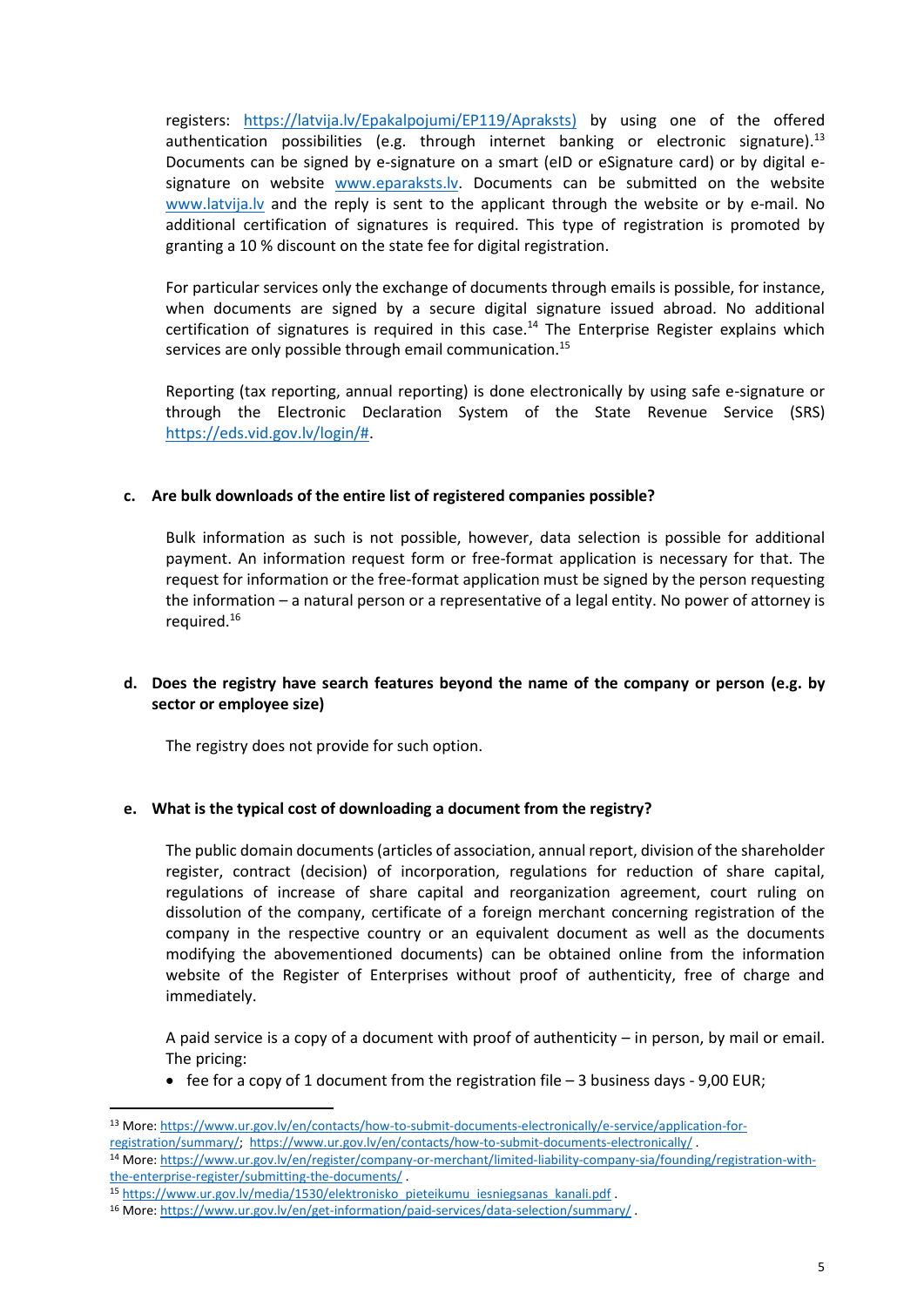registers: https://latvija.lv/Epakalpojumi/EP119/Apraksts) by using one of the offered authentication possibilities (e.g. through internet banking or electronic signature).[13] Documents can be signed by e-signature on a smart (eID or eSignature card) or by digital e-signature on website www.eparaksts.lv. Documents can be submitted on the website www.latvija.lv and the reply is sent to the applicant through the website or by e-mail. No additional certification of signatures is required. This type of registration is promoted by granting a 10 % discount on the state fee for digital registration.

For particular services only the exchange of documents through emails is possible, for instance, when documents are signed by a secure digital signature issued abroad. No additional certification of signatures is required in this case.[14] The Enterprise Register explains which services are only possible through email communication.[15]

Reporting (tax reporting, annual reporting) is done electronically by using safe e-signature or through the Electronic Declaration System of the State Revenue Service (SRS) https://eds.vid.gov.lv/login/#.

**c. Are bulk downloads of the entire list of registered companies possible?**

Bulk information as such is not possible, however, data selection is possible for additional payment. An information request form or free-format application is necessary for that. The request for information or the free-format application must be signed by the person requesting the information – a natural person or a representative of a legal entity. No power of attorney is required.[16]

**d. Does the registry have search features beyond the name of the company or person (e.g. by sector or employee size)**

The registry does not provide for such option.

**e. What is the typical cost of downloading a document from the registry?**

The public domain documents (articles of association, annual report, division of the shareholder register, contract (decision) of incorporation, regulations for reduction of share capital, regulations of increase of share capital and reorganization agreement, court ruling on dissolution of the company, certificate of a foreign merchant concerning registration of the company in the respective country or an equivalent document as well as the documents modifying the abovementioned documents) can be obtained online from the information website of the Register of Enterprises without proof of authenticity, free of charge and immediately.

A paid service is a copy of a document with proof of authenticity – in person, by mail or email. The pricing:

- fee for a copy of 1 document from the registration file – 3 business days - 9,00 EUR;

---

[13] More: https://www.ur.gov.lv/en/contacts/how-to-submit-documents-electronically/e-service/application-for-registration/summary/; https://www.ur.gov.lv/en/contacts/how-to-submit-documents-electronically/ .

[14] More: https://www.ur.gov.lv/en/register/company-or-merchant/limited-liability-company-sia/founding/registration-with-the-enterprise-register/submitting-the-documents/ .

[15] https://www.ur.gov.lv/media/1530/elektronisko_pieteikumu_iesniegsanas_kanali.pdf .

[16] More: https://www.ur.gov.lv/en/get-information/paid-services/data-selection/summary/ .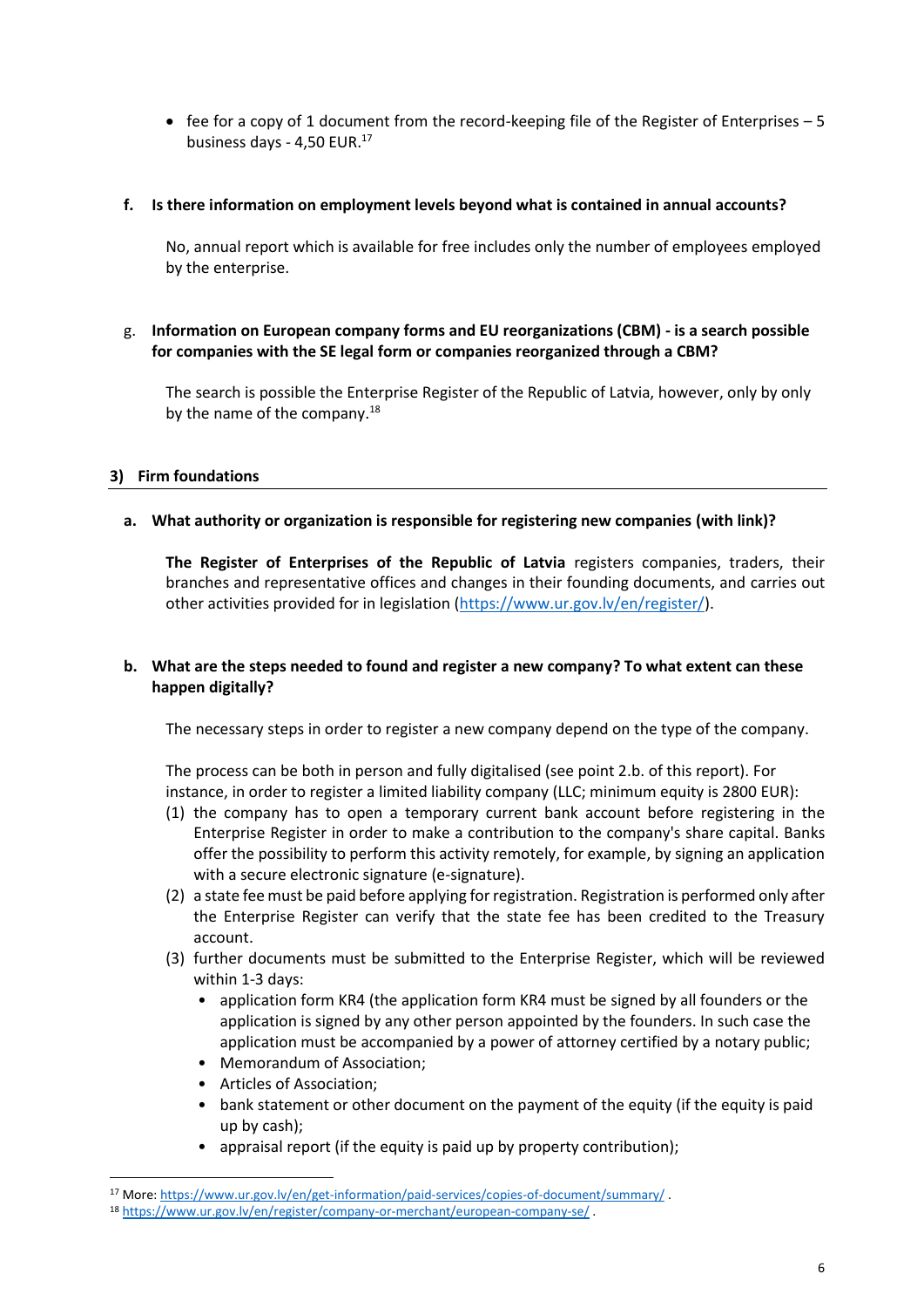- fee for a copy of 1 document from the record-keeping file of the Register of Enterprises – 5 business days - 4,50 EUR.[17]

**f. Is there information on employment levels beyond what is contained in annual accounts?**

No, annual report which is available for free includes only the number of employees employed by the enterprise.

g. **Information on European company forms and EU reorganizations (CBM) - is a search possible for companies with the SE legal form or companies reorganized through a CBM?**

The search is possible the Enterprise Register of the Republic of Latvia, however, only by only by the name of the company.[18]

## 3) Firm foundations

**a. What authority or organization is responsible for registering new companies (with link)?**

**The Register of Enterprises of the Republic of Latvia** registers companies, traders, their branches and representative offices and changes in their founding documents, and carries out other activities provided for in legislation (https://www.ur.gov.lv/en/register/).

**b. What are the steps needed to found and register a new company? To what extent can these happen digitally?**

The necessary steps in order to register a new company depend on the type of the company.

The process can be both in person and fully digitalised (see point 2.b. of this report). For instance, in order to register a limited liability company (LLC; minimum equity is 2800 EUR):

(1) the company has to open a temporary current bank account before registering in the Enterprise Register in order to make a contribution to the company's share capital. Banks offer the possibility to perform this activity remotely, for example, by signing an application with a secure electronic signature (e-signature).
(2) a state fee must be paid before applying for registration. Registration is performed only after the Enterprise Register can verify that the state fee has been credited to the Treasury account.
(3) further documents must be submitted to the Enterprise Register, which will be reviewed within 1-3 days:
   - application form KR4 (the application form KR4 must be signed by all founders or the application is signed by any other person appointed by the founders. In such case the application must be accompanied by a power of attorney certified by a notary public;
   - Memorandum of Association;
   - Articles of Association;
   - bank statement or other document on the payment of the equity (if the equity is paid up by cash);
   - appraisal report (if the equity is paid up by property contribution);

[17] More: https://www.ur.gov.lv/en/get-information/paid-services/copies-of-document/summary/ .

[18] https://www.ur.gov.lv/en/register/company-or-merchant/european-company-se/ .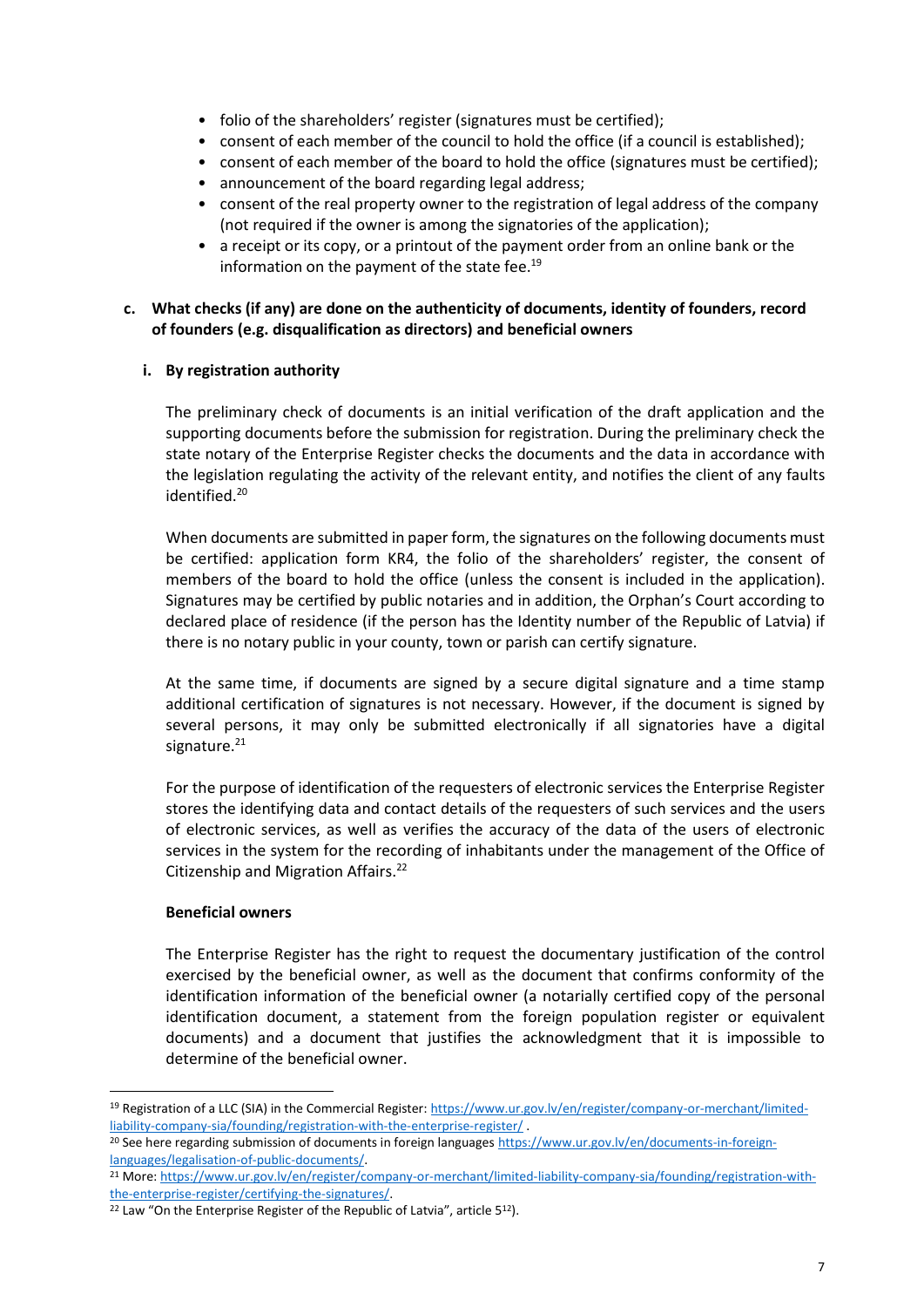- folio of the shareholders' register (signatures must be certified);
- consent of each member of the council to hold the office (if a council is established);
- consent of each member of the board to hold the office (signatures must be certified);
- announcement of the board regarding legal address;
- consent of the real property owner to the registration of legal address of the company (not required if the owner is among the signatories of the application);
- a receipt or its copy, or a printout of the payment order from an online bank or the information on the payment of the state fee.[19]

**c. What checks (if any) are done on the authenticity of documents, identity of founders, record of founders (e.g. disqualification as directors) and beneficial owners**

**i. By registration authority**

The preliminary check of documents is an initial verification of the draft application and the supporting documents before the submission for registration. During the preliminary check the state notary of the Enterprise Register checks the documents and the data in accordance with the legislation regulating the activity of the relevant entity, and notifies the client of any faults identified.[20]

When documents are submitted in paper form, the signatures on the following documents must be certified: application form KR4, the folio of the shareholders' register, the consent of members of the board to hold the office (unless the consent is included in the application). Signatures may be certified by public notaries and in addition, the Orphan's Court according to declared place of residence (if the person has the Identity number of the Republic of Latvia) if there is no notary public in your county, town or parish can certify signature.

At the same time, if documents are signed by a secure digital signature and a time stamp additional certification of signatures is not necessary. However, if the document is signed by several persons, it may only be submitted electronically if all signatories have a digital signature.[21]

For the purpose of identification of the requesters of electronic services the Enterprise Register stores the identifying data and contact details of the requesters of such services and the users of electronic services, as well as verifies the accuracy of the data of the users of electronic services in the system for the recording of inhabitants under the management of the Office of Citizenship and Migration Affairs.[22]

**Beneficial owners**

The Enterprise Register has the right to request the documentary justification of the control exercised by the beneficial owner, as well as the document that confirms conformity of the identification information of the beneficial owner (a notarially certified copy of the personal identification document, a statement from the foreign population register or equivalent documents) and a document that justifies the acknowledgment that it is impossible to determine of the beneficial owner.

---

[19] Registration of a LLC (SIA) in the Commercial Register: https://www.ur.gov.lv/en/register/company-or-merchant/limited-liability-company-sia/founding/registration-with-the-enterprise-register/ .

[20] See here regarding submission of documents in foreign languages https://www.ur.gov.lv/en/documents-in-foreign-languages/legalisation-of-public-documents/.

[21] More: https://www.ur.gov.lv/en/register/company-or-merchant/limited-liability-company-sia/founding/registration-with-the-enterprise-register/certifying-the-signatures/.

[22] Law "On the Enterprise Register of the Republic of Latvia", article 5[12]).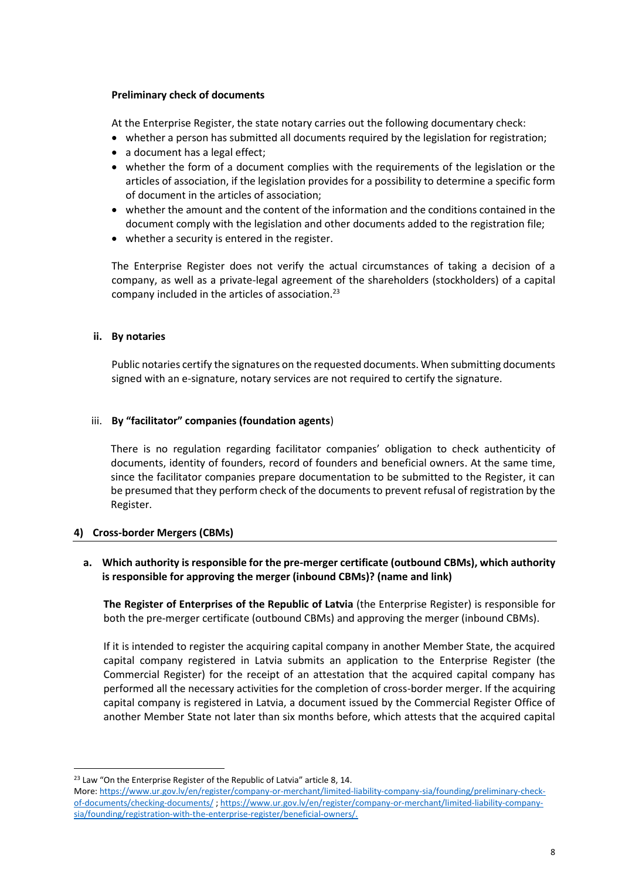**Preliminary check of documents**

At the Enterprise Register, the state notary carries out the following documentary check:

- whether a person has submitted all documents required by the legislation for registration;
- a document has a legal effect;
- whether the form of a document complies with the requirements of the legislation or the articles of association, if the legislation provides for a possibility to determine a specific form of document in the articles of association;
- whether the amount and the content of the information and the conditions contained in the document comply with the legislation and other documents added to the registration file;
- whether a security is entered in the register.

The Enterprise Register does not verify the actual circumstances of taking a decision of a company, as well as a private-legal agreement of the shareholders (stockholders) of a capital company included in the articles of association.[23]

**ii. By notaries**

Public notaries certify the signatures on the requested documents. When submitting documents signed with an e-signature, notary services are not required to certify the signature.

iii. **By "facilitator" companies (foundation agents**)

There is no regulation regarding facilitator companies' obligation to check authenticity of documents, identity of founders, record of founders and beneficial owners. At the same time, since the facilitator companies prepare documentation to be submitted to the Register, it can be presumed that they perform check of the documents to prevent refusal of registration by the Register.

### 4) Cross-border Mergers (CBMs)

**a. Which authority is responsible for the pre-merger certificate (outbound CBMs), which authority is responsible for approving the merger (inbound CBMs)? (name and link)**

**The Register of Enterprises of the Republic of Latvia** (the Enterprise Register) is responsible for both the pre-merger certificate (outbound CBMs) and approving the merger (inbound CBMs).

If it is intended to register the acquiring capital company in another Member State, the acquired capital company registered in Latvia submits an application to the Enterprise Register (the Commercial Register) for the receipt of an attestation that the acquired capital company has performed all the necessary activities for the completion of cross-border merger. If the acquiring capital company is registered in Latvia, a document issued by the Commercial Register Office of another Member State not later than six months before, which attests that the acquired capital

---

[23] Law "On the Enterprise Register of the Republic of Latvia" article 8, 14.
More: https://www.ur.gov.lv/en/register/company-or-merchant/limited-liability-company-sia/founding/preliminary-check-of-documents/checking-documents/ ; https://www.ur.gov.lv/en/register/company-or-merchant/limited-liability-company-sia/founding/registration-with-the-enterprise-register/beneficial-owners/.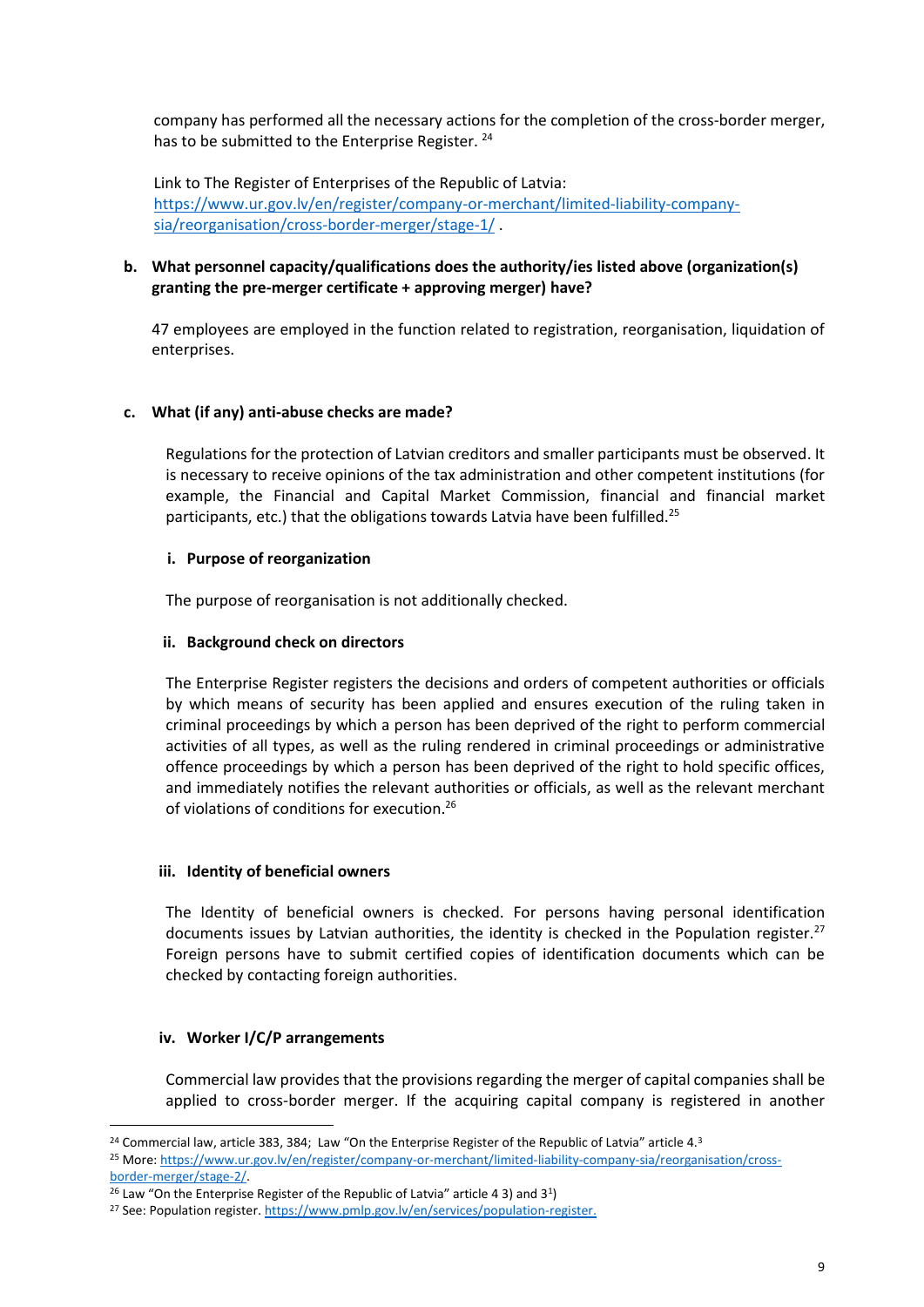company has performed all the necessary actions for the completion of the cross-border merger, has to be submitted to the Enterprise Register. [24]

Link to The Register of Enterprises of the Republic of Latvia: https://www.ur.gov.lv/en/register/company-or-merchant/limited-liability-company-sia/reorganisation/cross-border-merger/stage-1/ .

**b. What personnel capacity/qualifications does the authority/ies listed above (organization(s) granting the pre-merger certificate + approving merger) have?**

47 employees are employed in the function related to registration, reorganisation, liquidation of enterprises.

**c. What (if any) anti-abuse checks are made?**

Regulations for the protection of Latvian creditors and smaller participants must be observed. It is necessary to receive opinions of the tax administration and other competent institutions (for example, the Financial and Capital Market Commission, financial and financial market participants, etc.) that the obligations towards Latvia have been fulfilled.[25]

**i. Purpose of reorganization**

The purpose of reorganisation is not additionally checked.

**ii. Background check on directors**

The Enterprise Register registers the decisions and orders of competent authorities or officials by which means of security has been applied and ensures execution of the ruling taken in criminal proceedings by which a person has been deprived of the right to perform commercial activities of all types, as well as the ruling rendered in criminal proceedings or administrative offence proceedings by which a person has been deprived of the right to hold specific offices, and immediately notifies the relevant authorities or officials, as well as the relevant merchant of violations of conditions for execution.[26]

**iii. Identity of beneficial owners**

The Identity of beneficial owners is checked. For persons having personal identification documents issues by Latvian authorities, the identity is checked in the Population register.[27] Foreign persons have to submit certified copies of identification documents which can be checked by contacting foreign authorities.

**iv. Worker I/C/P arrangements**

Commercial law provides that the provisions regarding the merger of capital companies shall be applied to cross-border merger. If the acquiring capital company is registered in another

---

[24] Commercial law, article 383, 384; Law "On the Enterprise Register of the Republic of Latvia" article 4.[3]

[25] More: https://www.ur.gov.lv/en/register/company-or-merchant/limited-liability-company-sia/reorganisation/cross-border-merger/stage-2/.

[26] Law "On the Enterprise Register of the Republic of Latvia" article 4 3) and 3[1])

[27] See: Population register. https://www.pmlp.gov.lv/en/services/population-register.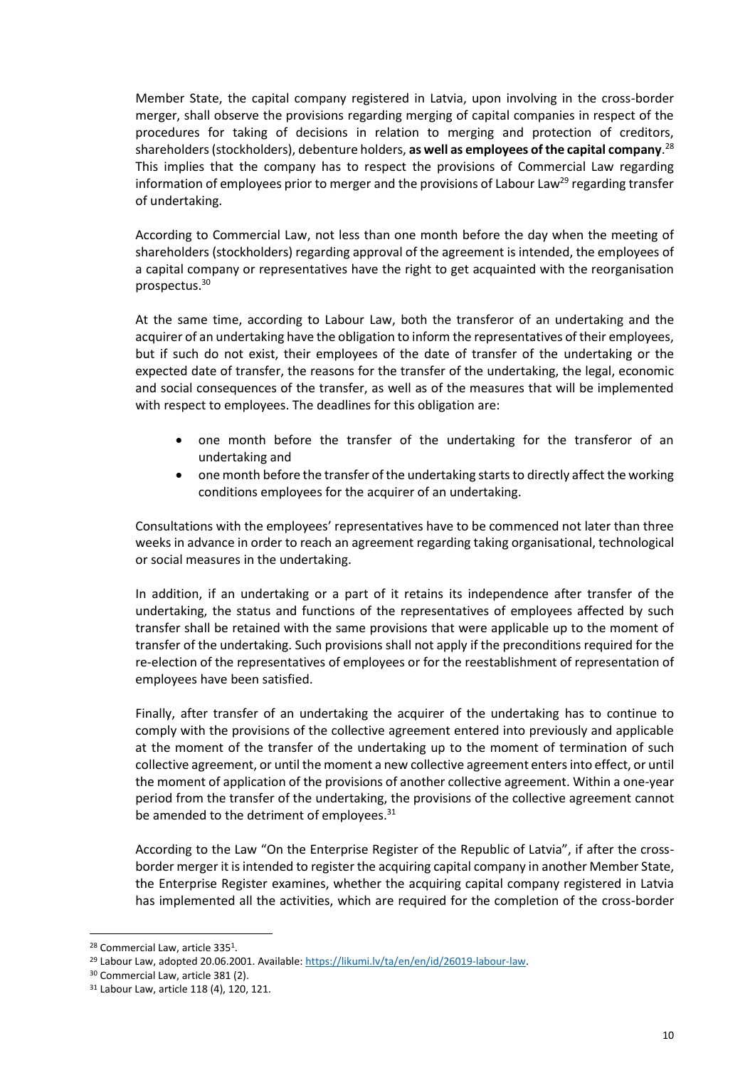Member State, the capital company registered in Latvia, upon involving in the cross-border merger, shall observe the provisions regarding merging of capital companies in respect of the procedures for taking of decisions in relation to merging and protection of creditors, shareholders (stockholders), debenture holders, **as well as employees of the capital company**.[28] This implies that the company has to respect the provisions of Commercial Law regarding information of employees prior to merger and the provisions of Labour Law[29] regarding transfer of undertaking.

According to Commercial Law, not less than one month before the day when the meeting of shareholders (stockholders) regarding approval of the agreement is intended, the employees of a capital company or representatives have the right to get acquainted with the reorganisation prospectus.[30]

At the same time, according to Labour Law, both the transferor of an undertaking and the acquirer of an undertaking have the obligation to inform the representatives of their employees, but if such do not exist, their employees of the date of transfer of the undertaking or the expected date of transfer, the reasons for the transfer of the undertaking, the legal, economic and social consequences of the transfer, as well as of the measures that will be implemented with respect to employees. The deadlines for this obligation are:

- one month before the transfer of the undertaking for the transferor of an undertaking and
- one month before the transfer of the undertaking starts to directly affect the working conditions employees for the acquirer of an undertaking.

Consultations with the employees' representatives have to be commenced not later than three weeks in advance in order to reach an agreement regarding taking organisational, technological or social measures in the undertaking.

In addition, if an undertaking or a part of it retains its independence after transfer of the undertaking, the status and functions of the representatives of employees affected by such transfer shall be retained with the same provisions that were applicable up to the moment of transfer of the undertaking. Such provisions shall not apply if the preconditions required for the re-election of the representatives of employees or for the reestablishment of representation of employees have been satisfied.

Finally, after transfer of an undertaking the acquirer of the undertaking has to continue to comply with the provisions of the collective agreement entered into previously and applicable at the moment of the transfer of the undertaking up to the moment of termination of such collective agreement, or until the moment a new collective agreement enters into effect, or until the moment of application of the provisions of another collective agreement. Within a one-year period from the transfer of the undertaking, the provisions of the collective agreement cannot be amended to the detriment of employees.[31]

According to the Law "On the Enterprise Register of the Republic of Latvia", if after the cross-border merger it is intended to register the acquiring capital company in another Member State, the Enterprise Register examines, whether the acquiring capital company registered in Latvia has implemented all the activities, which are required for the completion of the cross-border

---

[28] Commercial Law, article 335[1].

[29] Labour Law, adopted 20.06.2001. Available: https://likumi.lv/ta/en/en/id/26019-labour-law.

[30] Commercial Law, article 381 (2).

[31] Labour Law, article 118 (4), 120, 121.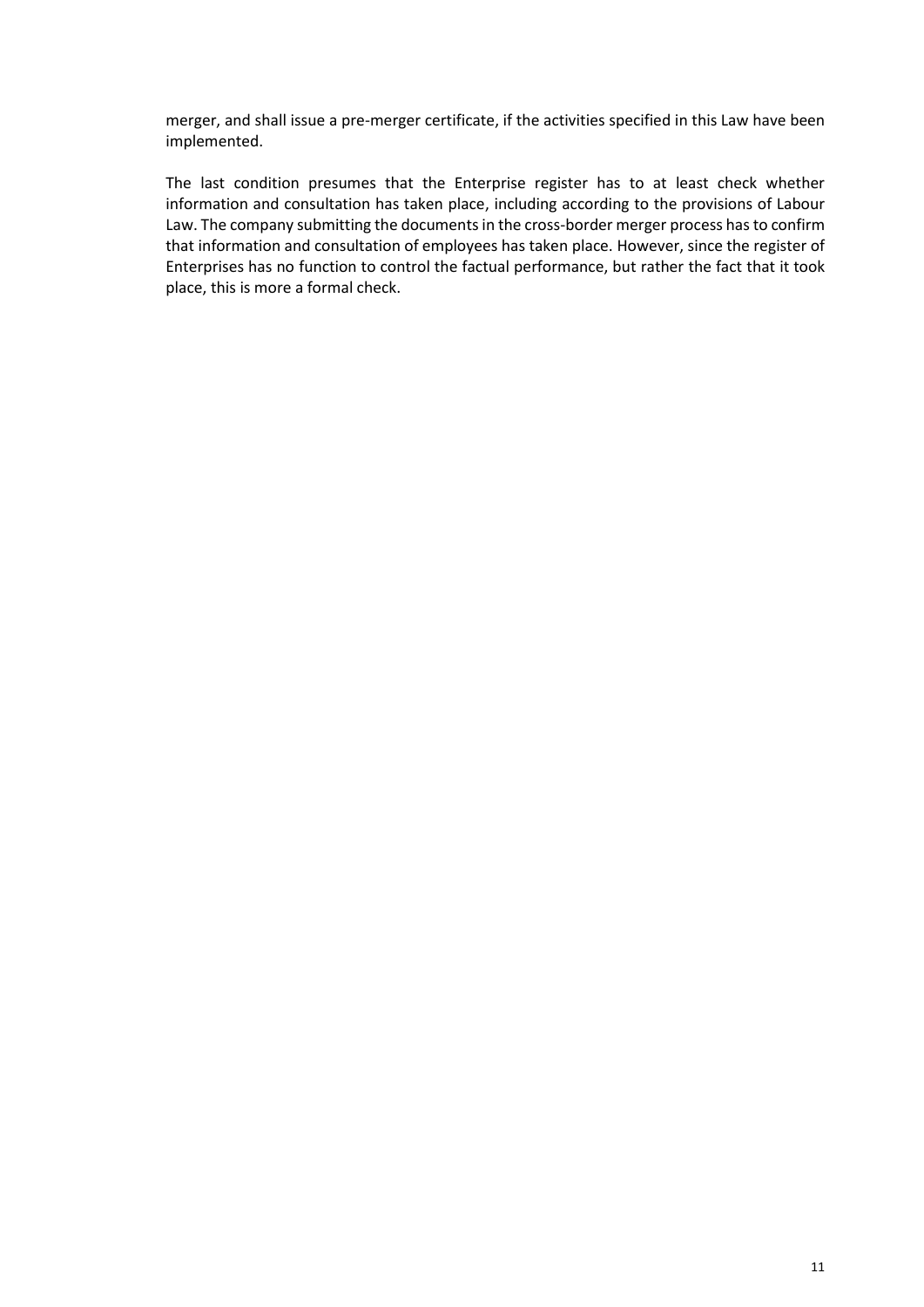merger, and shall issue a pre-merger certificate, if the activities specified in this Law have been implemented.

The last condition presumes that the Enterprise register has to at least check whether information and consultation has taken place, including according to the provisions of Labour Law. The company submitting the documents in the cross-border merger process has to confirm that information and consultation of employees has taken place. However, since the register of Enterprises has no function to control the factual performance, but rather the fact that it took place, this is more a formal check.